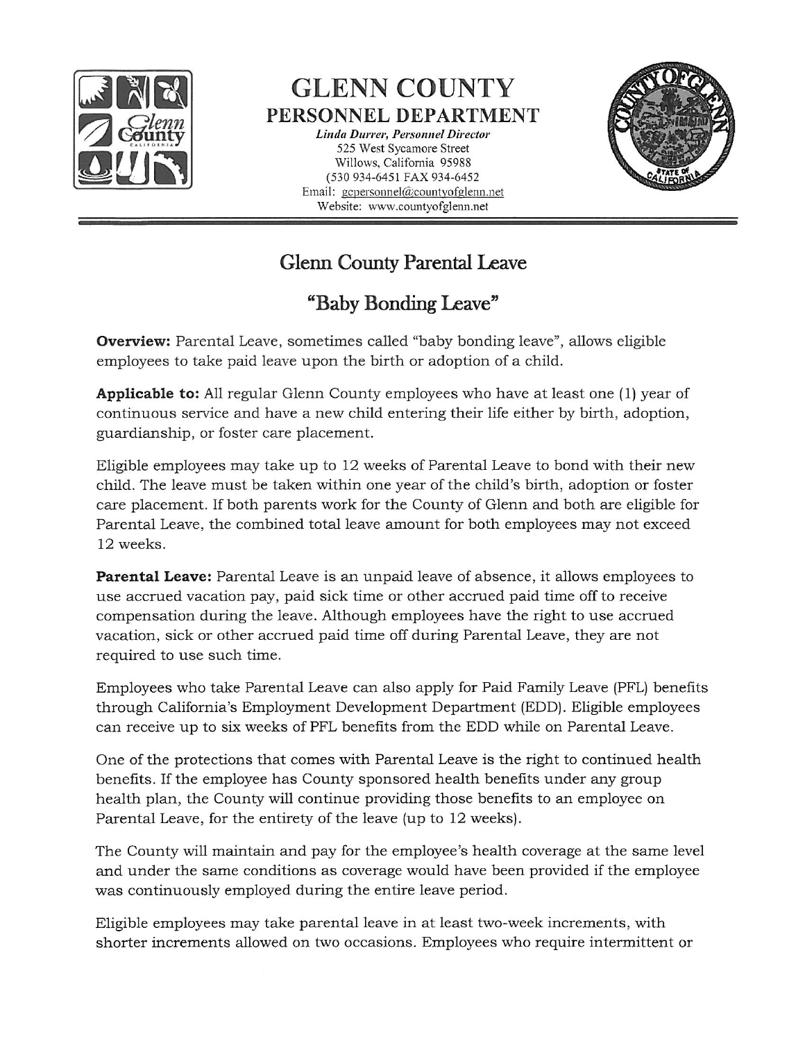# GLENN COUNTY

## PERSONNEL DEPARTMENT

*Linda Durrer, Personnel Director*
525 West Sycamore Street
Willows, California 95988
(530 934-6451 FAX 934-6452
Email: gcpersonnel@countyofglenn.net
Website: www.countyofglenn.net

---

# Glenn County Parental Leave

# "Baby Bonding Leave"

**Overview:** Parental Leave, sometimes called "baby bonding leave", allows eligible employees to take paid leave upon the birth or adoption of a child.

**Applicable to:** All regular Glenn County employees who have at least one (1) year of continuous service and have a new child entering their life either by birth, adoption, guardianship, or foster care placement.

Eligible employees may take up to 12 weeks of Parental Leave to bond with their new child. The leave must be taken within one year of the child's birth, adoption or foster care placement. If both parents work for the County of Glenn and both are eligible for Parental Leave, the combined total leave amount for both employees may not exceed 12 weeks.

**Parental Leave:** Parental Leave is an unpaid leave of absence, it allows employees to use accrued vacation pay, paid sick time or other accrued paid time off to receive compensation during the leave. Although employees have the right to use accrued vacation, sick or other accrued paid time off during Parental Leave, they are not required to use such time.

Employees who take Parental Leave can also apply for Paid Family Leave (PFL) benefits through California's Employment Development Department (EDD). Eligible employees can receive up to six weeks of PFL benefits from the EDD while on Parental Leave.

One of the protections that comes with Parental Leave is the right to continued health benefits. If the employee has County sponsored health benefits under any group health plan, the County will continue providing those benefits to an employee on Parental Leave, for the entirety of the leave (up to 12 weeks).

The County will maintain and pay for the employee's health coverage at the same level and under the same conditions as coverage would have been provided if the employee was continuously employed during the entire leave period.

Eligible employees may take parental leave in at least two-week increments, with shorter increments allowed on two occasions. Employees who require intermittent or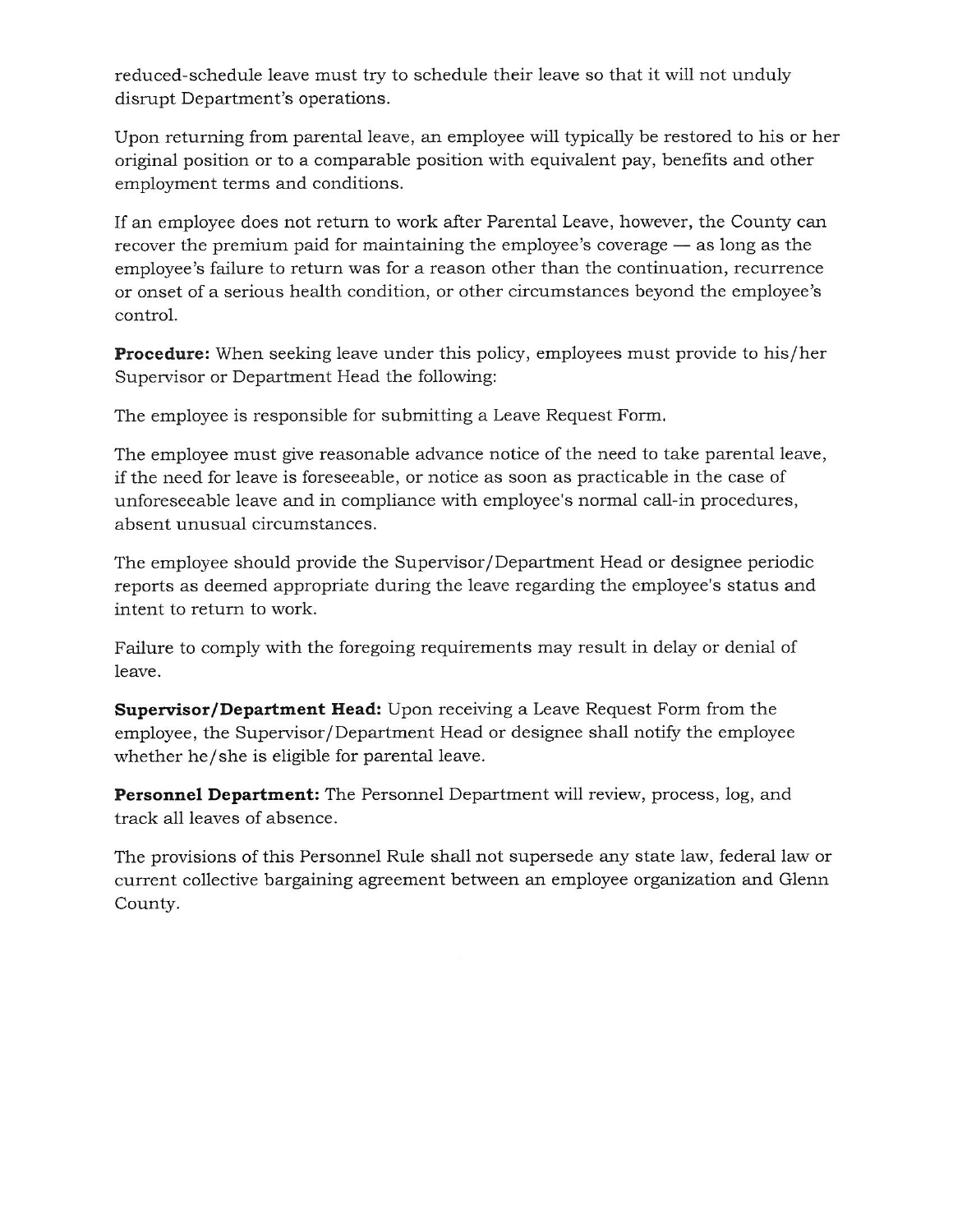reduced-schedule leave must try to schedule their leave so that it will not unduly disrupt Department's operations.

Upon returning from parental leave, an employee will typically be restored to his or her original position or to a comparable position with equivalent pay, benefits and other employment terms and conditions.

If an employee does not return to work after Parental Leave, however, the County can recover the premium paid for maintaining the employee's coverage — as long as the employee's failure to return was for a reason other than the continuation, recurrence or onset of a serious health condition, or other circumstances beyond the employee's control.

**Procedure:** When seeking leave under this policy, employees must provide to his/her Supervisor or Department Head the following:

The employee is responsible for submitting a Leave Request Form.

The employee must give reasonable advance notice of the need to take parental leave, if the need for leave is foreseeable, or notice as soon as practicable in the case of unforeseeable leave and in compliance with employee's normal call-in procedures, absent unusual circumstances.

The employee should provide the Supervisor/Department Head or designee periodic reports as deemed appropriate during the leave regarding the employee's status and intent to return to work.

Failure to comply with the foregoing requirements may result in delay or denial of leave.

**Supervisor/Department Head:** Upon receiving a Leave Request Form from the employee, the Supervisor/Department Head or designee shall notify the employee whether he/she is eligible for parental leave.

**Personnel Department:** The Personnel Department will review, process, log, and track all leaves of absence.

The provisions of this Personnel Rule shall not supersede any state law, federal law or current collective bargaining agreement between an employee organization and Glenn County.